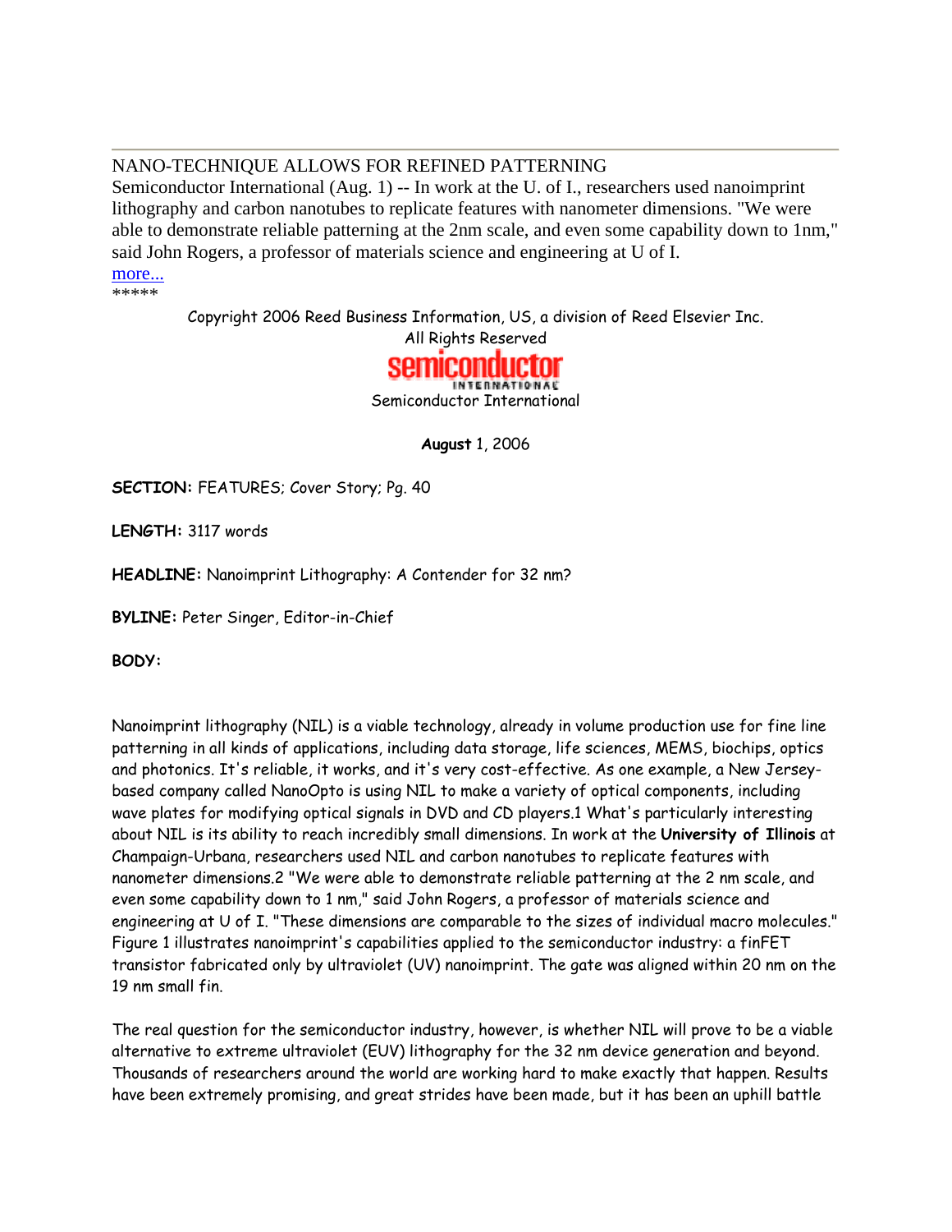NANO-TECHNIQUE ALLOWS FOR REFINED PATTERNING

Semiconductor International (Aug. 1) -- In work at the U. of I., researchers used nanoimprint lithography and carbon nanotubes to replicate features with nanometer dimensions. "We were able to demonstrate reliable patterning at the 2nm scale, and even some capability down to 1nm," said John Rogers, a professor of materials science and engineering at U of I.

more...

*****

Copyright 2006 Reed Business Information, US, a division of Reed Elsevier Inc.
All Rights Reserved

semiconductor INTERNATIONAL

Semiconductor International

**August** 1, 2006

**SECTION:** FEATURES; Cover Story; Pg. 40

**LENGTH:** 3117 words

**HEADLINE:** Nanoimprint Lithography: A Contender for 32 nm?

**BYLINE:** Peter Singer, Editor-in-Chief

**BODY:**

Nanoimprint lithography (NIL) is a viable technology, already in volume production use for fine line patterning in all kinds of applications, including data storage, life sciences, MEMS, biochips, optics and photonics. It's reliable, it works, and it's very cost-effective. As one example, a New Jersey-based company called NanoOpto is using NIL to make a variety of optical components, including wave plates for modifying optical signals in DVD and CD players.1 What's particularly interesting about NIL is its ability to reach incredibly small dimensions. In work at the **University of Illinois** at Champaign-Urbana, researchers used NIL and carbon nanotubes to replicate features with nanometer dimensions.2 "We were able to demonstrate reliable patterning at the 2 nm scale, and even some capability down to 1 nm," said John Rogers, a professor of materials science and engineering at U of I. "These dimensions are comparable to the sizes of individual macro molecules." Figure 1 illustrates nanoimprint's capabilities applied to the semiconductor industry: a finFET transistor fabricated only by ultraviolet (UV) nanoimprint. The gate was aligned within 20 nm on the 19 nm small fin.

The real question for the semiconductor industry, however, is whether NIL will prove to be a viable alternative to extreme ultraviolet (EUV) lithography for the 32 nm device generation and beyond. Thousands of researchers around the world are working hard to make exactly that happen. Results have been extremely promising, and great strides have been made, but it has been an uphill battle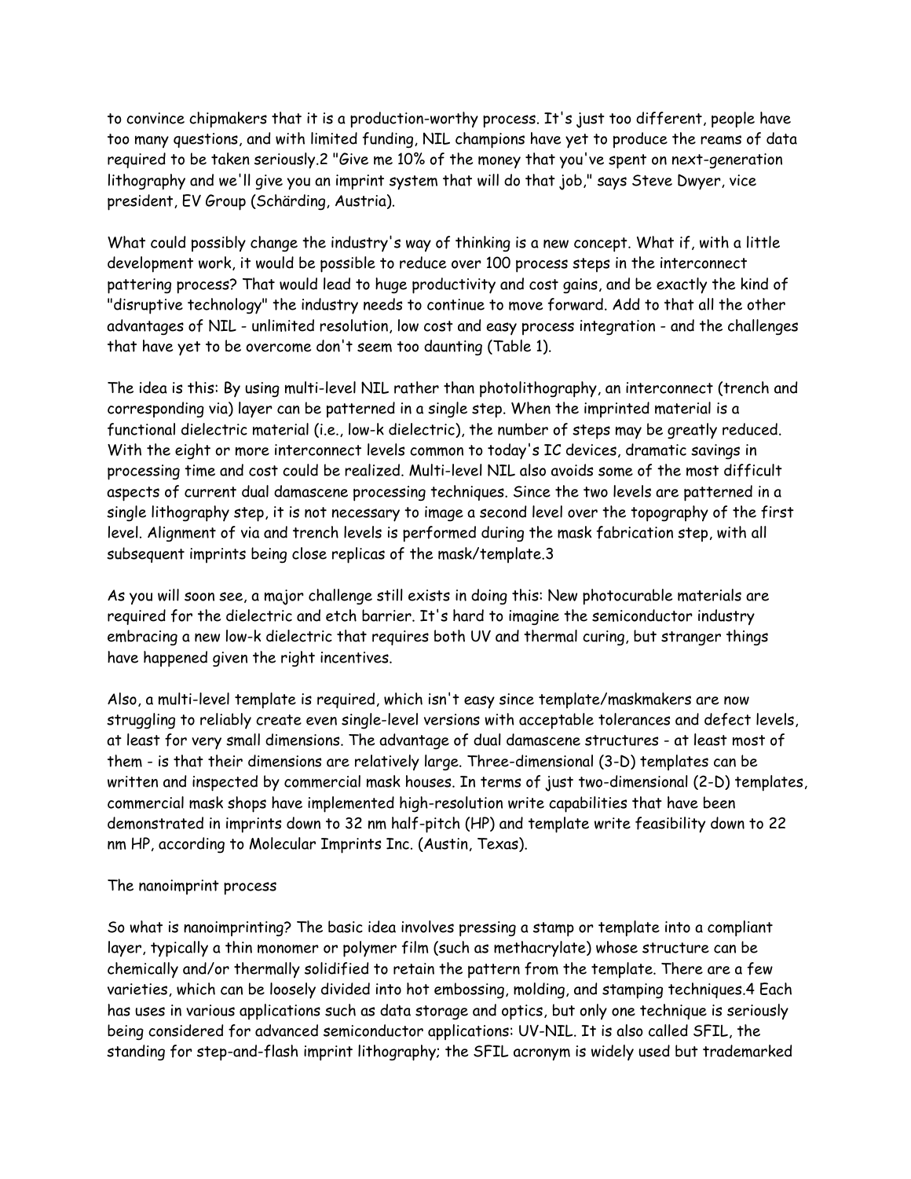to convince chipmakers that it is a production-worthy process. It's just too different, people have too many questions, and with limited funding, NIL champions have yet to produce the reams of data required to be taken seriously.[2] "Give me 10% of the money that you've spent on next-generation lithography and we'll give you an imprint system that will do that job," says Steve Dwyer, vice president, EV Group (Schärding, Austria).

What could possibly change the industry's way of thinking is a new concept. What if, with a little development work, it would be possible to reduce over 100 process steps in the interconnect pattering process? That would lead to huge productivity and cost gains, and be exactly the kind of "disruptive technology" the industry needs to continue to move forward. Add to that all the other advantages of NIL - unlimited resolution, low cost and easy process integration - and the challenges that have yet to be overcome don't seem too daunting (Table 1).

The idea is this: By using multi-level NIL rather than photolithography, an interconnect (trench and corresponding via) layer can be patterned in a single step. When the imprinted material is a functional dielectric material (i.e., low-k dielectric), the number of steps may be greatly reduced. With the eight or more interconnect levels common to today's IC devices, dramatic savings in processing time and cost could be realized. Multi-level NIL also avoids some of the most difficult aspects of current dual damascene processing techniques. Since the two levels are patterned in a single lithography step, it is not necessary to image a second level over the topography of the first level. Alignment of via and trench levels is performed during the mask fabrication step, with all subsequent imprints being close replicas of the mask/template.[3]

As you will soon see, a major challenge still exists in doing this: New photocurable materials are required for the dielectric and etch barrier. It's hard to imagine the semiconductor industry embracing a new low-k dielectric that requires both UV and thermal curing, but stranger things have happened given the right incentives.

Also, a multi-level template is required, which isn't easy since template/maskmakers are now struggling to reliably create even single-level versions with acceptable tolerances and defect levels, at least for very small dimensions. The advantage of dual damascene structures - at least most of them - is that their dimensions are relatively large. Three-dimensional (3-D) templates can be written and inspected by commercial mask houses. In terms of just two-dimensional (2-D) templates, commercial mask shops have implemented high-resolution write capabilities that have been demonstrated in imprints down to 32 nm half-pitch (HP) and template write feasibility down to 22 nm HP, according to Molecular Imprints Inc. (Austin, Texas).

## The nanoimprint process

So what is nanoimprinting? The basic idea involves pressing a stamp or template into a compliant layer, typically a thin monomer or polymer film (such as methacrylate) whose structure can be chemically and/or thermally solidified to retain the pattern from the template. There are a few varieties, which can be loosely divided into hot embossing, molding, and stamping techniques.[4] Each has uses in various applications such as data storage and optics, but only one technique is seriously being considered for advanced semiconductor applications: UV-NIL. It is also called SFIL, the standing for step-and-flash imprint lithography; the SFIL acronym is widely used but trademarked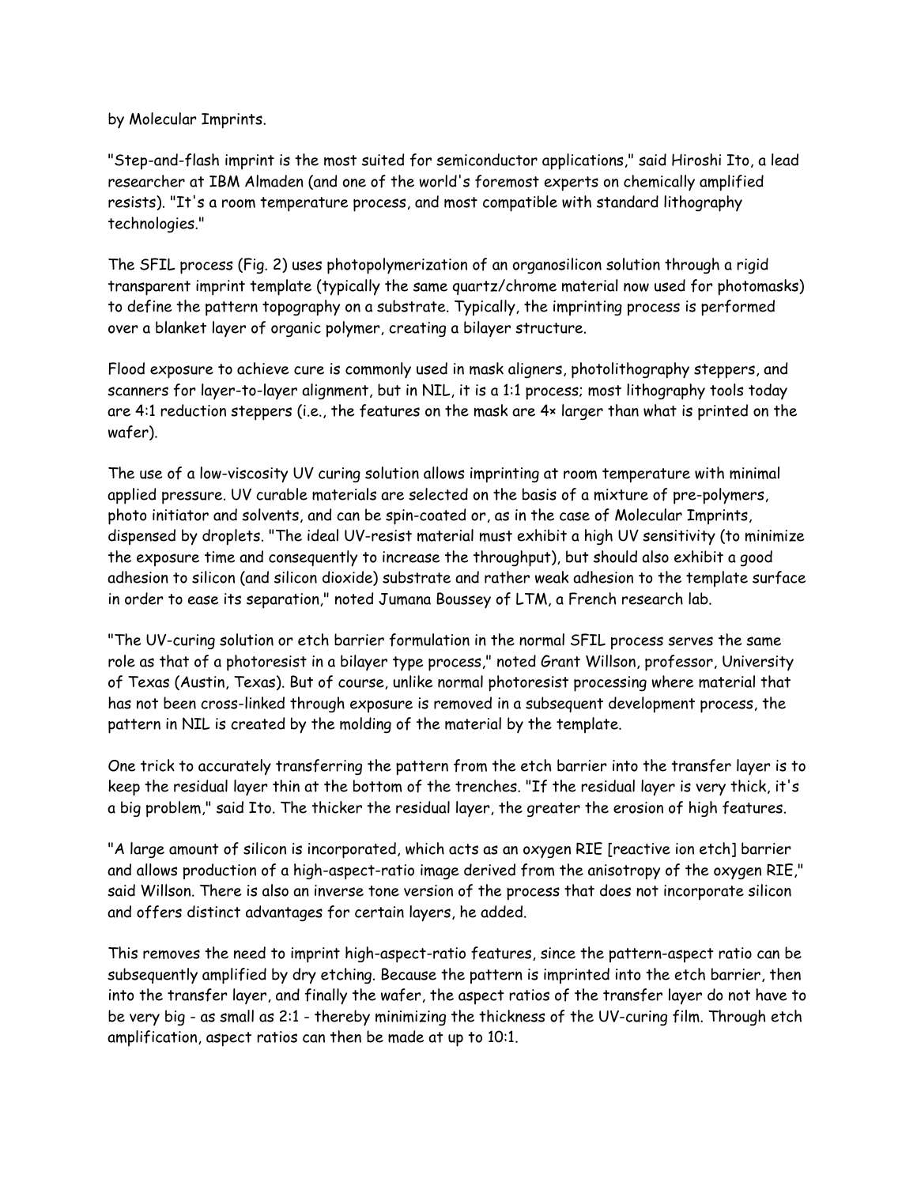by Molecular Imprints.

"Step-and-flash imprint is the most suited for semiconductor applications," said Hiroshi Ito, a lead researcher at IBM Almaden (and one of the world's foremost experts on chemically amplified resists). "It's a room temperature process, and most compatible with standard lithography technologies."

The SFIL process (Fig. 2) uses photopolymerization of an organosilicon solution through a rigid transparent imprint template (typically the same quartz/chrome material now used for photomasks) to define the pattern topography on a substrate. Typically, the imprinting process is performed over a blanket layer of organic polymer, creating a bilayer structure.

Flood exposure to achieve cure is commonly used in mask aligners, photolithography steppers, and scanners for layer-to-layer alignment, but in NIL, it is a 1:1 process; most lithography tools today are 4:1 reduction steppers (i.e., the features on the mask are 4× larger than what is printed on the wafer).

The use of a low-viscosity UV curing solution allows imprinting at room temperature with minimal applied pressure. UV curable materials are selected on the basis of a mixture of pre-polymers, photo initiator and solvents, and can be spin-coated or, as in the case of Molecular Imprints, dispensed by droplets. "The ideal UV-resist material must exhibit a high UV sensitivity (to minimize the exposure time and consequently to increase the throughput), but should also exhibit a good adhesion to silicon (and silicon dioxide) substrate and rather weak adhesion to the template surface in order to ease its separation," noted Jumana Boussey of LTM, a French research lab.

"The UV-curing solution or etch barrier formulation in the normal SFIL process serves the same role as that of a photoresist in a bilayer type process," noted Grant Willson, professor, University of Texas (Austin, Texas). But of course, unlike normal photoresist processing where material that has not been cross-linked through exposure is removed in a subsequent development process, the pattern in NIL is created by the molding of the material by the template.

One trick to accurately transferring the pattern from the etch barrier into the transfer layer is to keep the residual layer thin at the bottom of the trenches. "If the residual layer is very thick, it's a big problem," said Ito. The thicker the residual layer, the greater the erosion of high features.

"A large amount of silicon is incorporated, which acts as an oxygen RIE [reactive ion etch] barrier and allows production of a high-aspect-ratio image derived from the anisotropy of the oxygen RIE," said Willson. There is also an inverse tone version of the process that does not incorporate silicon and offers distinct advantages for certain layers, he added.

This removes the need to imprint high-aspect-ratio features, since the pattern-aspect ratio can be subsequently amplified by dry etching. Because the pattern is imprinted into the etch barrier, then into the transfer layer, and finally the wafer, the aspect ratios of the transfer layer do not have to be very big - as small as 2:1 - thereby minimizing the thickness of the UV-curing film. Through etch amplification, aspect ratios can then be made at up to 10:1.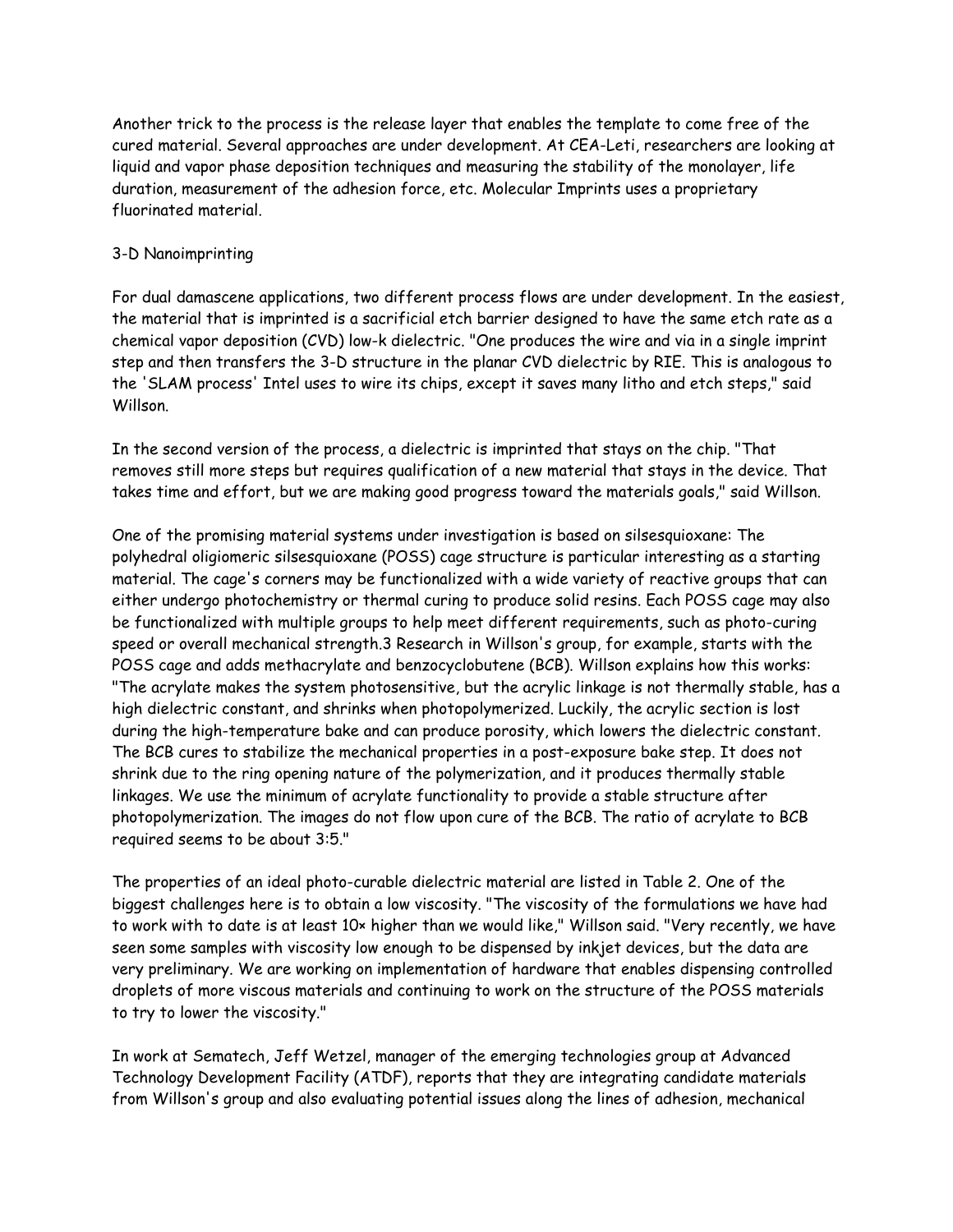Another trick to the process is the release layer that enables the template to come free of the cured material. Several approaches are under development. At CEA-Leti, researchers are looking at liquid and vapor phase deposition techniques and measuring the stability of the monolayer, life duration, measurement of the adhesion force, etc. Molecular Imprints uses a proprietary fluorinated material.

## 3-D Nanoimprinting

For dual damascene applications, two different process flows are under development. In the easiest, the material that is imprinted is a sacrificial etch barrier designed to have the same etch rate as a chemical vapor deposition (CVD) low-k dielectric. "One produces the wire and via in a single imprint step and then transfers the 3-D structure in the planar CVD dielectric by RIE. This is analogous to the 'SLAM process' Intel uses to wire its chips, except it saves many litho and etch steps," said Willson.

In the second version of the process, a dielectric is imprinted that stays on the chip. "That removes still more steps but requires qualification of a new material that stays in the device. That takes time and effort, but we are making good progress toward the materials goals," said Willson.

One of the promising material systems under investigation is based on silsesquioxane: The polyhedral oligiomeric silsesquioxane (POSS) cage structure is particular interesting as a starting material. The cage's corners may be functionalized with a wide variety of reactive groups that can either undergo photochemistry or thermal curing to produce solid resins. Each POSS cage may also be functionalized with multiple groups to help meet different requirements, such as photo-curing speed or overall mechanical strength.[3] Research in Willson's group, for example, starts with the POSS cage and adds methacrylate and benzocyclobutene (BCB). Willson explains how this works: "The acrylate makes the system photosensitive, but the acrylic linkage is not thermally stable, has a high dielectric constant, and shrinks when photopolymerized. Luckily, the acrylic section is lost during the high-temperature bake and can produce porosity, which lowers the dielectric constant. The BCB cures to stabilize the mechanical properties in a post-exposure bake step. It does not shrink due to the ring opening nature of the polymerization, and it produces thermally stable linkages. We use the minimum of acrylate functionality to provide a stable structure after photopolymerization. The images do not flow upon cure of the BCB. The ratio of acrylate to BCB required seems to be about 3:5."

The properties of an ideal photo-curable dielectric material are listed in Table 2. One of the biggest challenges here is to obtain a low viscosity. "The viscosity of the formulations we have had to work with to date is at least 10× higher than we would like," Willson said. "Very recently, we have seen some samples with viscosity low enough to be dispensed by inkjet devices, but the data are very preliminary. We are working on implementation of hardware that enables dispensing controlled droplets of more viscous materials and continuing to work on the structure of the POSS materials to try to lower the viscosity."

In work at Sematech, Jeff Wetzel, manager of the emerging technologies group at Advanced Technology Development Facility (ATDF), reports that they are integrating candidate materials from Willson's group and also evaluating potential issues along the lines of adhesion, mechanical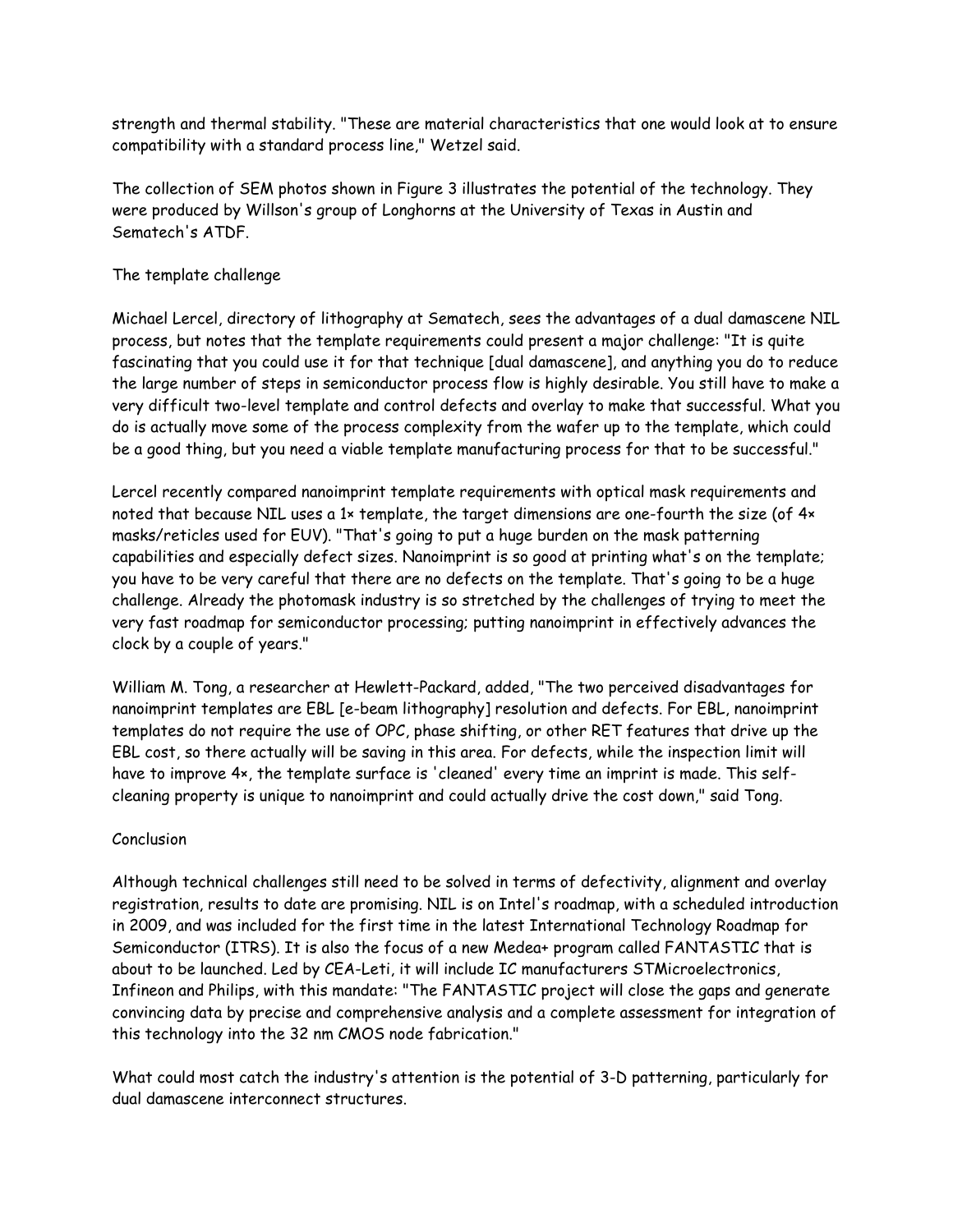strength and thermal stability. "These are material characteristics that one would look at to ensure compatibility with a standard process line," Wetzel said.

The collection of SEM photos shown in Figure 3 illustrates the potential of the technology. They were produced by Willson's group of Longhorns at the University of Texas in Austin and Sematech's ATDF.

## The template challenge

Michael Lercel, directory of lithography at Sematech, sees the advantages of a dual damascene NIL process, but notes that the template requirements could present a major challenge: "It is quite fascinating that you could use it for that technique [dual damascene], and anything you do to reduce the large number of steps in semiconductor process flow is highly desirable. You still have to make a very difficult two-level template and control defects and overlay to make that successful. What you do is actually move some of the process complexity from the wafer up to the template, which could be a good thing, but you need a viable template manufacturing process for that to be successful."

Lercel recently compared nanoimprint template requirements with optical mask requirements and noted that because NIL uses a 1× template, the target dimensions are one-fourth the size (of 4× masks/reticles used for EUV). "That's going to put a huge burden on the mask patterning capabilities and especially defect sizes. Nanoimprint is so good at printing what's on the template; you have to be very careful that there are no defects on the template. That's going to be a huge challenge. Already the photomask industry is so stretched by the challenges of trying to meet the very fast roadmap for semiconductor processing; putting nanoimprint in effectively advances the clock by a couple of years."

William M. Tong, a researcher at Hewlett-Packard, added, "The two perceived disadvantages for nanoimprint templates are EBL [e-beam lithography] resolution and defects. For EBL, nanoimprint templates do not require the use of OPC, phase shifting, or other RET features that drive up the EBL cost, so there actually will be saving in this area. For defects, while the inspection limit will have to improve 4×, the template surface is 'cleaned' every time an imprint is made. This self-cleaning property is unique to nanoimprint and could actually drive the cost down," said Tong.

## Conclusion

Although technical challenges still need to be solved in terms of defectivity, alignment and overlay registration, results to date are promising. NIL is on Intel's roadmap, with a scheduled introduction in 2009, and was included for the first time in the latest International Technology Roadmap for Semiconductor (ITRS). It is also the focus of a new Medea+ program called FANTASTIC that is about to be launched. Led by CEA-Leti, it will include IC manufacturers STMicroelectronics, Infineon and Philips, with this mandate: "The FANTASTIC project will close the gaps and generate convincing data by precise and comprehensive analysis and a complete assessment for integration of this technology into the 32 nm CMOS node fabrication."

What could most catch the industry's attention is the potential of 3-D patterning, particularly for dual damascene interconnect structures.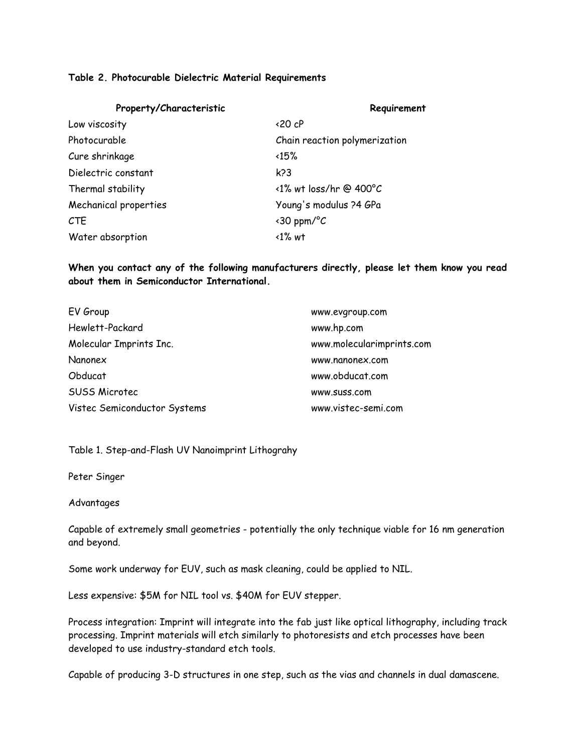**Table 2. Photocurable Dielectric Material Requirements**

| Property/Characteristic | Requirement |
| --- | --- |
| Low viscosity | <20 cP |
| Photocurable | Chain reaction polymerization |
| Cure shrinkage | <15% |
| Dielectric constant | k?3 |
| Thermal stability | <1% wt loss/hr @ 400°C |
| Mechanical properties | Young's modulus ?4 GPa |
| CTE | <30 ppm/°C |
| Water absorption | <1% wt |

**When you contact any of the following manufacturers directly, please let them know you read about them in Semiconductor International.**

| | |
| --- | --- |
| EV Group | www.evgroup.com |
| Hewlett-Packard | www.hp.com |
| Molecular Imprints Inc. | www.molecularimprints.com |
| Nanonex | www.nanonex.com |
| Obducat | www.obducat.com |
| SUSS Microtec | www.suss.com |
| Vistec Semiconductor Systems | www.vistec-semi.com |

Table 1. Step-and-Flash UV Nanoimprint Lithograhy

Peter Singer

Advantages

Capable of extremely small geometries - potentially the only technique viable for 16 nm generation and beyond.

Some work underway for EUV, such as mask cleaning, could be applied to NIL.

Less expensive: $5M for NIL tool vs. $40M for EUV stepper.

Process integration: Imprint will integrate into the fab just like optical lithography, including track processing. Imprint materials will etch similarly to photoresists and etch processes have been developed to use industry-standard etch tools.

Capable of producing 3-D structures in one step, such as the vias and channels in dual damascene.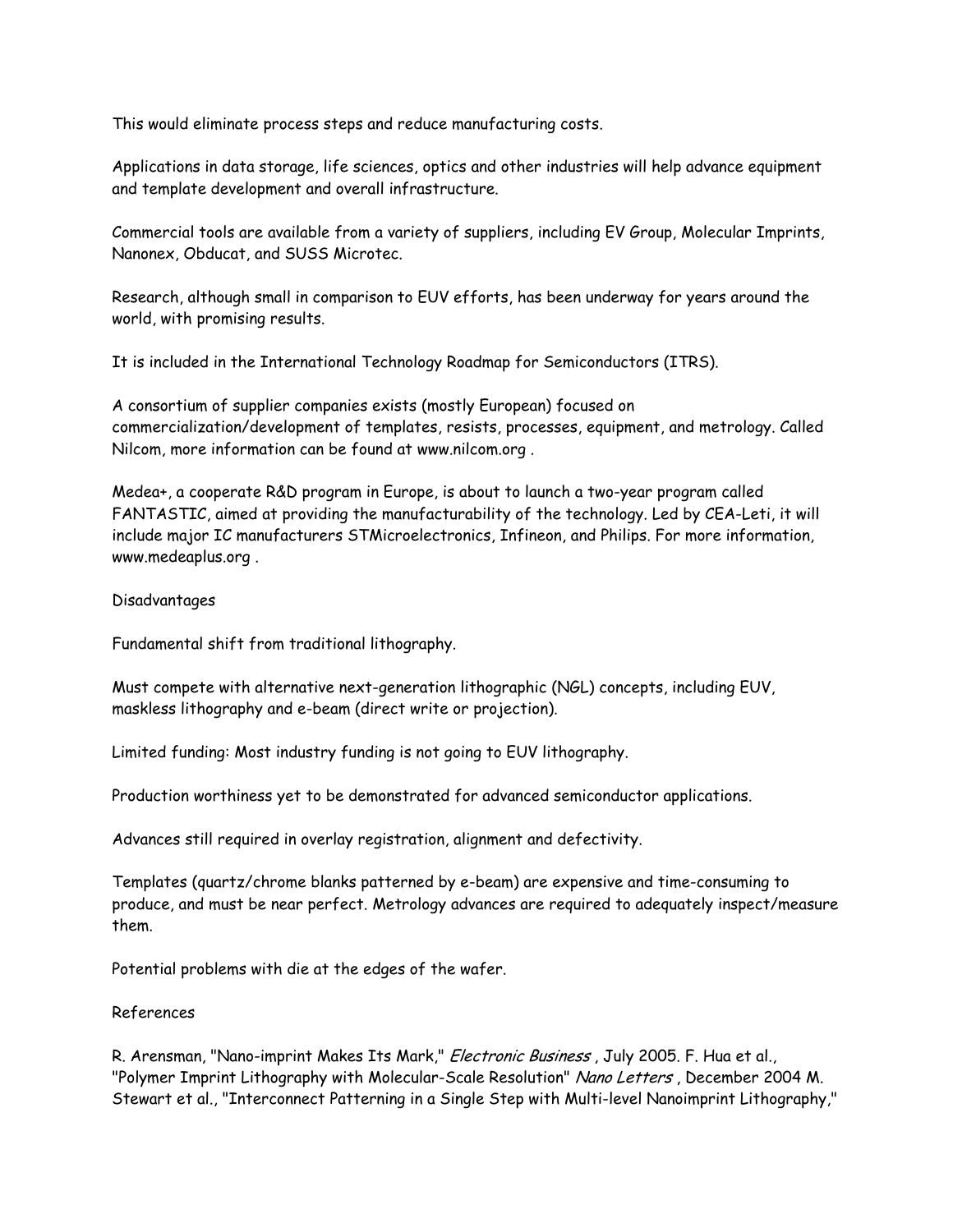This would eliminate process steps and reduce manufacturing costs.

Applications in data storage, life sciences, optics and other industries will help advance equipment and template development and overall infrastructure.

Commercial tools are available from a variety of suppliers, including EV Group, Molecular Imprints, Nanonex, Obducat, and SUSS Microtec.

Research, although small in comparison to EUV efforts, has been underway for years around the world, with promising results.

It is included in the International Technology Roadmap for Semiconductors (ITRS).

A consortium of supplier companies exists (mostly European) focused on commercialization/development of templates, resists, processes, equipment, and metrology. Called Nilcom, more information can be found at www.nilcom.org .

Medea+, a cooperate R&D program in Europe, is about to launch a two-year program called FANTASTIC, aimed at providing the manufacturability of the technology. Led by CEA-Leti, it will include major IC manufacturers STMicroelectronics, Infineon, and Philips. For more information, www.medeaplus.org .

## Disadvantages

Fundamental shift from traditional lithography.

Must compete with alternative next-generation lithographic (NGL) concepts, including EUV, maskless lithography and e-beam (direct write or projection).

Limited funding: Most industry funding is not going to EUV lithography.

Production worthiness yet to be demonstrated for advanced semiconductor applications.

Advances still required in overlay registration, alignment and defectivity.

Templates (quartz/chrome blanks patterned by e-beam) are expensive and time-consuming to produce, and must be near perfect. Metrology advances are required to adequately inspect/measure them.

Potential problems with die at the edges of the wafer.

## References

R. Arensman, "Nano-imprint Makes Its Mark," *Electronic Business* , July 2005. F. Hua et al., "Polymer Imprint Lithography with Molecular-Scale Resolution" *Nano Letters* , December 2004 M. Stewart et al., "Interconnect Patterning in a Single Step with Multi-level Nanoimprint Lithography,"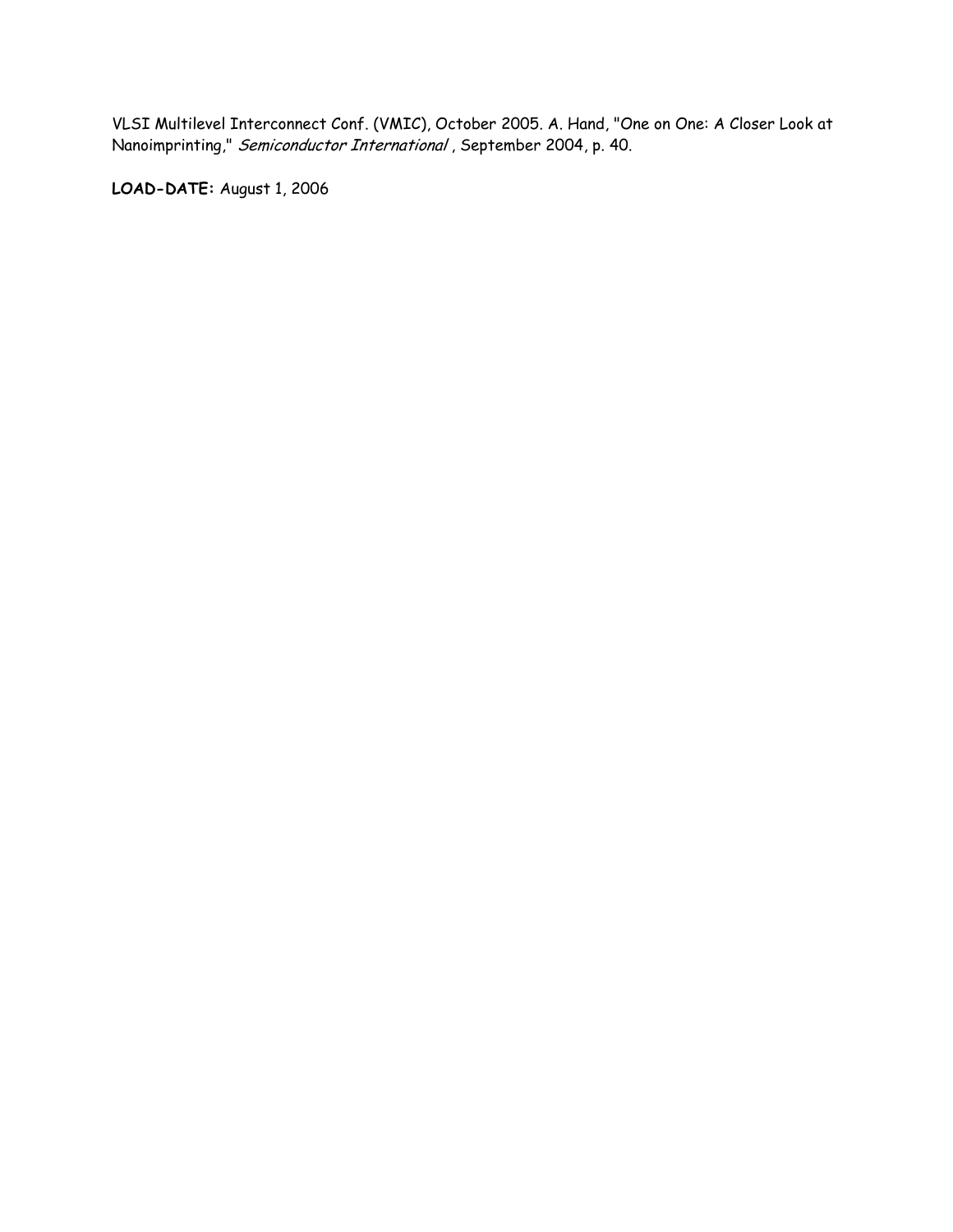VLSI Multilevel Interconnect Conf. (VMIC), October 2005. A. Hand, "One on One: A Closer Look at Nanoimprinting," *Semiconductor International* , September 2004, p. 40.

**LOAD-DATE:** August 1, 2006